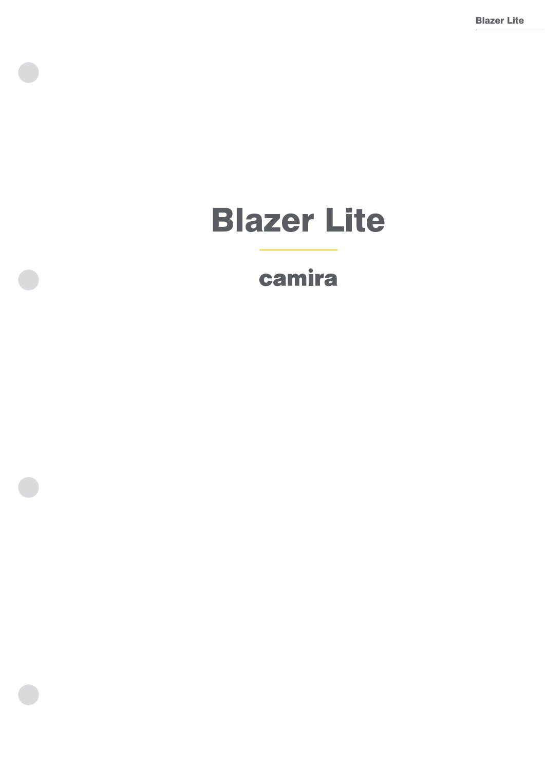# Blazer Lite

camira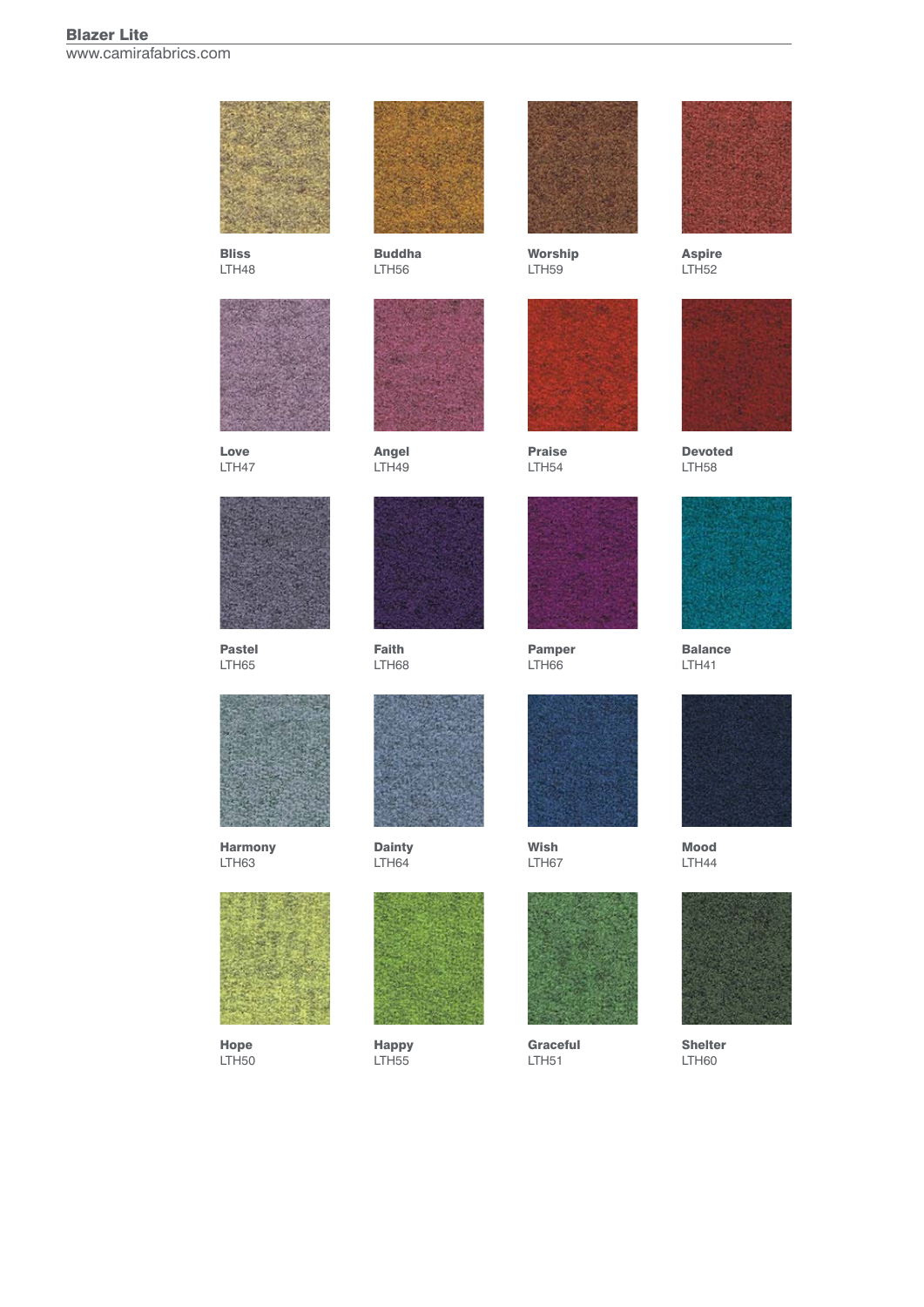**Blazer Lite**
www.camirafabrics.com

**Bliss**
LTH48

**Buddha**
LTH56

**Worship**
LTH59

**Aspire**
LTH52

**Love**
LTH47

**Angel**
LTH49

**Praise**
LTH54

**Devoted**
LTH58

**Pastel**
LTH65

**Faith**
LTH68

**Pamper**
LTH66

**Balance**
LTH41

**Harmony**
LTH63

**Dainty**
LTH64

**Wish**
LTH67

**Mood**
LTH44

**Hope**
LTH50

**Happy**
LTH55

**Graceful**
LTH51

**Shelter**
LTH60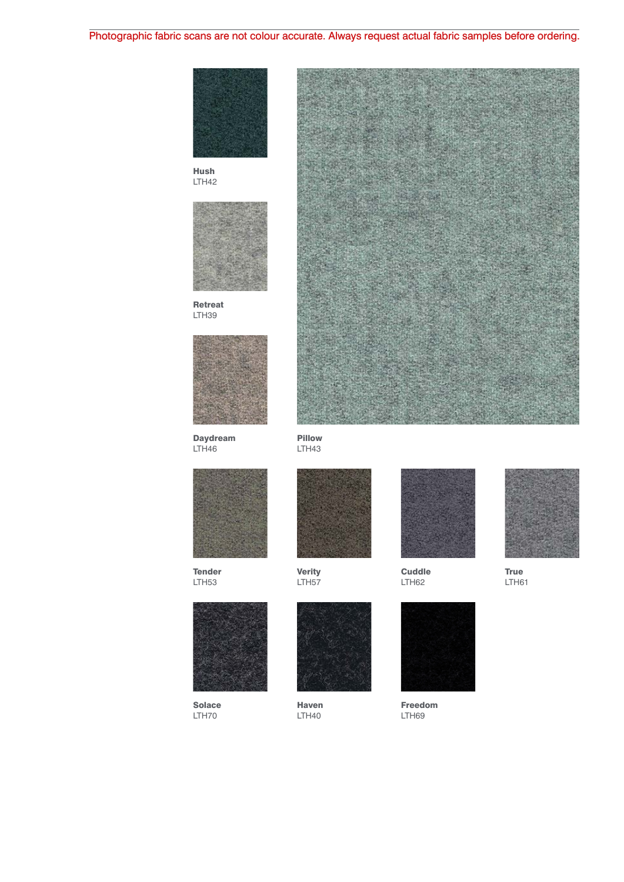Photographic fabric scans are not colour accurate. Always request actual fabric samples before ordering.

**Hush**
LTH42

**Retreat**
LTH39

**Daydream**
LTH46

**Pillow**
LTH43

**Tender**
LTH53

**Verity**
LTH57

**Cuddle**
LTH62

**True**
LTH61

**Solace**
LTH70

**Haven**
LTH40

**Freedom**
LTH69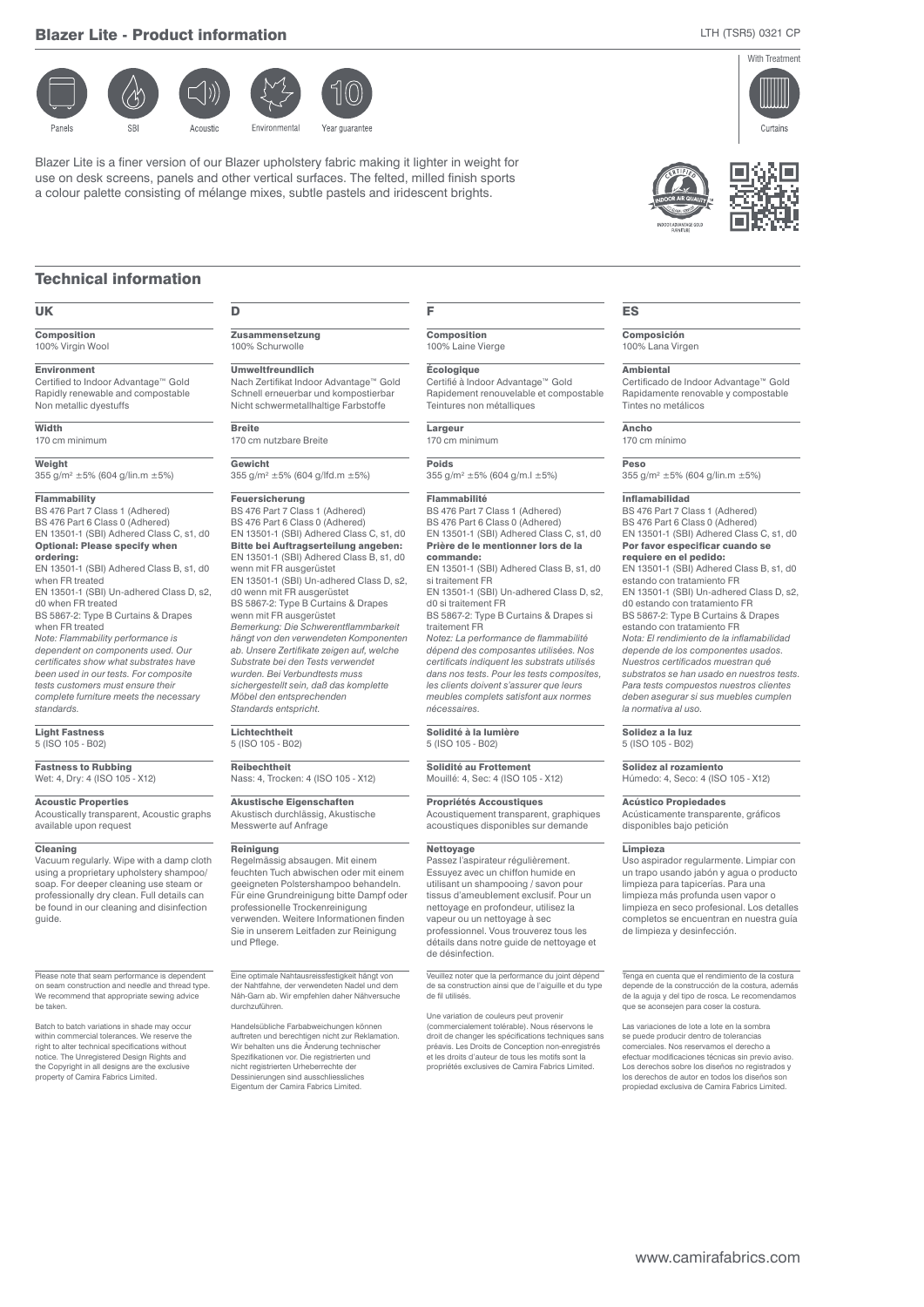# Blazer Lite - Product information

LTH (TSR5) 0321 CP

Panels | SBI | Acoustic | Environmental | Year guarantee

With Treatment

Curtains

Blazer Lite is a finer version of our Blazer upholstery fabric making it lighter in weight for use on desk screens, panels and other vertical surfaces. The felted, milled finish sports a colour palette consisting of mélange mixes, subtle pastels and iridescent brights.

## Technical information

### UK

**Composition**
100% Virgin Wool

**Environment**
Certified to Indoor Advantage™ Gold
Rapidly renewable and compostable
Non metallic dyestuffs

**Width**
170 cm minimum

**Weight**
355 g/m² ±5% (604 g/lin.m ±5%)

**Flammability**
BS 476 Part 7 Class 1 (Adhered)
BS 476 Part 6 Class 0 (Adhered)
EN 13501-1 (SBI) Adhered Class C, s1, d0
**Optional: Please specify when ordering:**
EN 13501-1 (SBI) Adhered Class B, s1, d0 when FR treated
EN 13501-1 (SBI) Un-adhered Class D, s2, d0 when FR treated
BS 5867-2: Type B Curtains & Drapes when FR treated
*Note: Flammability performance is dependent on components used. Our certificates show what substrates have been used in our tests. For composite tests customers must ensure their complete furniture meets the necessary standards.*

**Light Fastness**
5 (ISO 105 - B02)

**Fastness to Rubbing**
Wet: 4, Dry: 4 (ISO 105 - X12)

**Acoustic Properties**
Acoustically transparent, Acoustic graphs available upon request

**Cleaning**
Vacuum regularly. Wipe with a damp cloth using a proprietary upholstery shampoo/ soap. For deeper cleaning use steam or professionally dry clean. Full details can be found in our cleaning and disinfection guide.

Please note that seam performance is dependent on seam construction and needle and thread type. We recommend that appropriate sewing advice be taken.

Batch to batch variations in shade may occur within commercial tolerances. We reserve the right to alter technical specifications without notice. The Unregistered Design Rights and the Copyright in all designs are the exclusive property of Camira Fabrics Limited.

### D

**Zusammensetzung**
100% Schurwolle

**Umweltfreundlich**
Nach Zertifikat Indoor Advantage™ Gold
Schnell erneuerbar und kompostierbar
Nicht schwermetallhaltige Farbstoffe

**Breite**
170 cm nutzbare Breite

**Gewicht**
355 g/m² ±5% (604 g/lfd.m ±5%)

**Feuersicherung**
BS 476 Part 7 Class 1 (Adhered)
BS 476 Part 6 Class 0 (Adhered)
EN 13501-1 (SBI) Adhered Class C, s1, d0
**Bitte bei Auftragserteilung angeben:**
EN 13501-1 (SBI) Adhered Class B, s1, d0 wenn mit FR ausgerüstet
EN 13501-1 (SBI) Un-adhered Class D, s2, d0 wenn mit FR ausgerüstet
BS 5867-2: Type B Curtains & Drapes wenn mit FR ausgerüstet
*Bemerkung: Die Schwerentflammbarkeit hängt von den verwendeten Komponenten ab. Unsere Zertifikate zeigen auf, welche Substrate bei den Tests verwendet wurden. Bei Verbundtests muss sichergestellt sein, daß das komplette Möbel den entsprechenden Standards entspricht.*

**Lichtechtheit**
5 (ISO 105 - B02)

**Reibechtheit**
Nass: 4, Trocken: 4 (ISO 105 - X12)

**Akustische Eigenschaften**
Akustisch durchlässig, Akustische Messwerte auf Anfrage

**Reinigung**
Regelmässig absaugen. Mit einem feuchten Tuch abwischen oder mit einem geeigneten Polstershampoo behandeln. Für eine Grundreinigung bitte Dampf oder professionelle Trockenreinigung verwenden. Weitere Informationen finden Sie in unserem Leitfaden zur Reinigung und Pflege.

Eine optimale Nahtausreissfestigkeit hängt von der Nahtfahne, der verwendeten Nadel und dem Näh-Garn ab. Wir empfehlen daher Nähversuche durchzuführen.

Handelsübliche Farbabweichungen können auftreten und berechtigen nicht zur Reklamation. Wir behalten uns die Änderung technischer Spezifikationen vor. Die registrierten und nicht registrierten Urheberrechte der Dessinierungen sind ausschliessliches Eigentum der Camira Fabrics Limited.

### F

**Composition**
100% Laine Vierge

**Écologique**
Certifié à Indoor Advantage™ Gold
Rapidement renouvelable et compostable
Teintures non métalliques

**Largeur**
170 cm minimum

**Poids**
355 g/m² ±5% (604 g/m.l ±5%)

**Flammabilité**
BS 476 Part 7 Class 1 (Adhered)
BS 476 Part 6 Class 0 (Adhered)
EN 13501-1 (SBI) Adhered Class C, s1, d0
**Prière de le mentionner lors de la commande:**
EN 13501-1 (SBI) Adhered Class B, s1, d0 si traitement FR
EN 13501-1 (SBI) Un-adhered Class D, s2, d0 si traitement FR
BS 5867-2: Type B Curtains & Drapes si traitement FR
*Notez: La performance de flammabilité dépend des composantes utilisées. Nos certificats indiquent les substrats utilisés dans nos tests. Pour les tests composites, les clients doivent s'assurer que leurs meubles complets satisfont aux normes nécessaires.*

**Solidité à la lumière**
5 (ISO 105 - B02)

**Solidité au Frottement**
Mouillé: 4, Sec: 4 (ISO 105 - X12)

**Propriétés Accoustiques**
Acoustiquement transparent, graphiques acoustiques disponibles sur demande

**Nettoyage**
Passez l'aspirateur régulièrement. Essuyez avec un chiffon humide en utilisant un shampooing / savon pour tissus d'ameublement exclusif. Pour un nettoyage en profondeur, utilisez la vapeur ou un nettoyage à sec professionnel. Vous trouverez tous les détails dans notre guide de nettoyage et de désinfection.

Veuillez noter que la performance du joint dépend de sa construction ainsi que de l'aiguille et du type de fil utilisés.

Une variation de couleurs peut provenir (commercialement tolérable). Nous réservons le droit de changer les spécifications techniques sans préavis. Les Droits de Conception non-enregistrés et les droits d'auteur de tous les motifs sont la propriétés exclusives de Camira Fabrics Limited.

### ES

**Composición**
100% Lana Virgen

**Ambiental**
Certificado de Indoor Advantage™ Gold
Rapidamente renovable y compostable
Tintes no metálicos

**Ancho**
170 cm mínimo

**Peso**
355 g/m² ±5% (604 g/lin.m ±5%)

**Inflamabilidad**
BS 476 Part 7 Class 1 (Adhered)
BS 476 Part 6 Class 0 (Adhered)
EN 13501-1 (SBI) Adhered Class C, s1, d0
**Por favor especificar cuando se requiere en el pedido:**
EN 13501-1 (SBI) Adhered Class B, s1, d0 estando con tratamiento FR
EN 13501-1 (SBI) Un-adhered Class D, s2, d0 estando con tratamiento FR
BS 5867-2: Type B Curtains & Drapes estando con tratamiento FR
*Nota: El rendimiento de la inflamabilidad depende de los componentes usados. Nuestros certificados muestran qué substratos se han usado en nuestros tests. Para tests compuestos nuestros clientes deben asegurar si sus muebles cumplen la normativa al uso.*

**Solidez a la luz**
5 (ISO 105 - B02)

**Solidez al rozamiento**
Húmedo: 4, Seco: 4 (ISO 105 - X12)

**Acústico Propiedades**
Acústicamente transparente, gráficos disponibles bajo petición

**Limpieza**
Uso aspirador regularmente. Limpiar con un trapo usando jabón y agua o producto limpieza para tapicerías. Para una limpieza más profunda usen vapor o limpieza en seco profesional. Los detalles completos se encuentran en nuestra guía de limpieza y desinfección.

Tenga en cuenta que el rendimiento de la costura depende de la construcción de la costura, además de la aguja y del tipo de rosca. Le recomendamos que se aconsejen para coser la costura.

Las variaciones de lote a lote en la sombra se puede producir dentro de tolerancias comerciales. Nos reservamos el derecho a efectuar modificaciones técnicas sin previo aviso. Los derechos sobre los diseños no registrados y los derechos de autor en todos los diseños son propiedad exclusiva de Camira Fabrics Limited.

www.camirafabrics.com